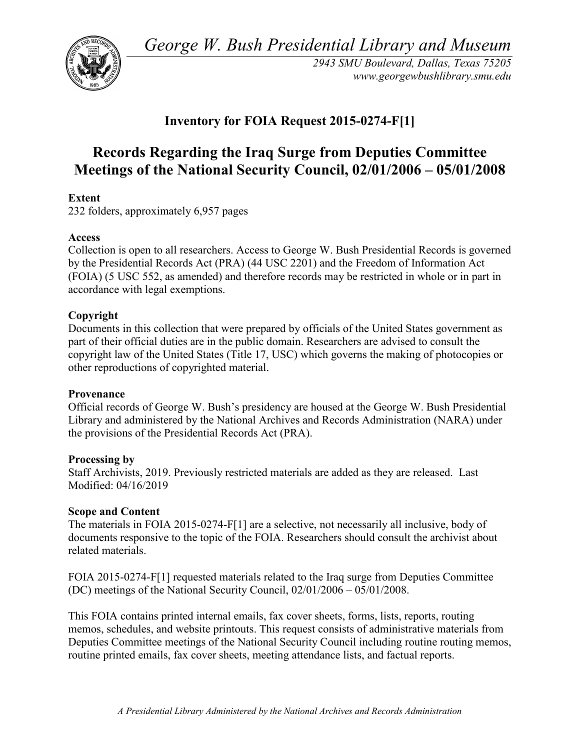*George W. Bush Presidential Library and Museum*

*2943 SMU Boulevard, Dallas, Texas 75205*
*www.georgewbushlibrary.smu.edu*

## Inventory for FOIA Request 2015-0274-F[1]

# Records Regarding the Iraq Surge from Deputies Committee Meetings of the National Security Council, 02/01/2006 – 05/01/2008

**Extent**
232 folders, approximately 6,957 pages

**Access**
Collection is open to all researchers. Access to George W. Bush Presidential Records is governed by the Presidential Records Act (PRA) (44 USC 2201) and the Freedom of Information Act (FOIA) (5 USC 552, as amended) and therefore records may be restricted in whole or in part in accordance with legal exemptions.

**Copyright**
Documents in this collection that were prepared by officials of the United States government as part of their official duties are in the public domain. Researchers are advised to consult the copyright law of the United States (Title 17, USC) which governs the making of photocopies or other reproductions of copyrighted material.

**Provenance**
Official records of George W. Bush's presidency are housed at the George W. Bush Presidential Library and administered by the National Archives and Records Administration (NARA) under the provisions of the Presidential Records Act (PRA).

**Processing by**
Staff Archivists, 2019. Previously restricted materials are added as they are released. Last Modified: 04/16/2019

**Scope and Content**
The materials in FOIA 2015-0274-F[1] are a selective, not necessarily all inclusive, body of documents responsive to the topic of the FOIA. Researchers should consult the archivist about related materials.

FOIA 2015-0274-F[1] requested materials related to the Iraq surge from Deputies Committee (DC) meetings of the National Security Council, 02/01/2006 – 05/01/2008.

This FOIA contains printed internal emails, fax cover sheets, forms, lists, reports, routing memos, schedules, and website printouts. This request consists of administrative materials from Deputies Committee meetings of the National Security Council including routine routing memos, routine printed emails, fax cover sheets, meeting attendance lists, and factual reports.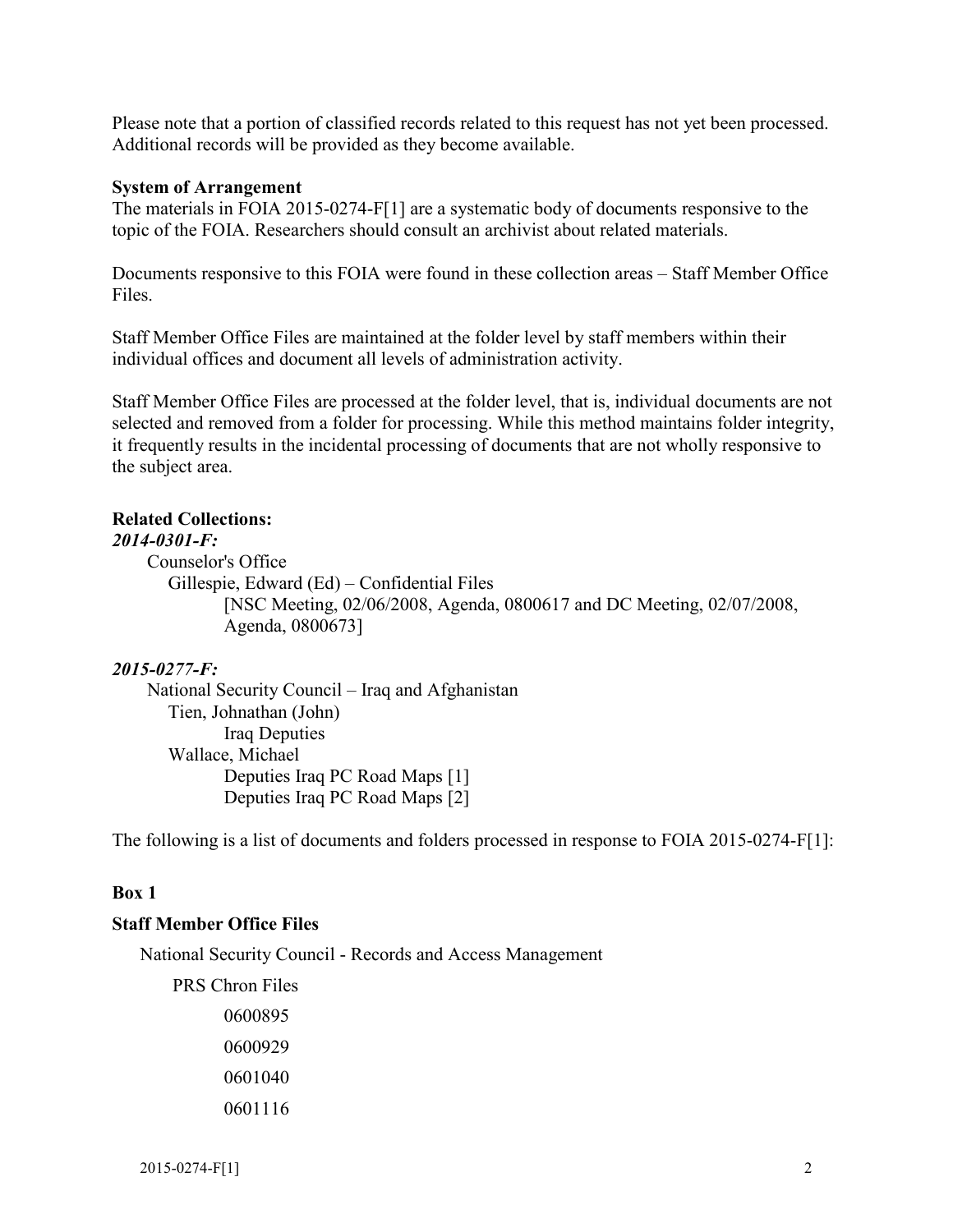Please note that a portion of classified records related to this request has not yet been processed. Additional records will be provided as they become available.

**System of Arrangement**
The materials in FOIA 2015-0274-F[1] are a systematic body of documents responsive to the topic of the FOIA. Researchers should consult an archivist about related materials.

Documents responsive to this FOIA were found in these collection areas – Staff Member Office Files.

Staff Member Office Files are maintained at the folder level by staff members within their individual offices and document all levels of administration activity.

Staff Member Office Files are processed at the folder level, that is, individual documents are not selected and removed from a folder for processing. While this method maintains folder integrity, it frequently results in the incidental processing of documents that are not wholly responsive to the subject area.

**Related Collections:**
***2014-0301-F:***

Counselor's Office
- Gillespie, Edward (Ed) – Confidential Files
  - [NSC Meeting, 02/06/2008, Agenda, 0800617 and DC Meeting, 02/07/2008, Agenda, 0800673]

***2015-0277-F:***

National Security Council – Iraq and Afghanistan
- Tien, Johnathan (John)
  - Iraq Deputies
- Wallace, Michael
  - Deputies Iraq PC Road Maps [1]
  - Deputies Iraq PC Road Maps [2]

The following is a list of documents and folders processed in response to FOIA 2015-0274-F[1]:

**Box 1**

**Staff Member Office Files**

National Security Council - Records and Access Management
- PRS Chron Files
  - 0600895
  - 0600929
  - 0601040
  - 0601116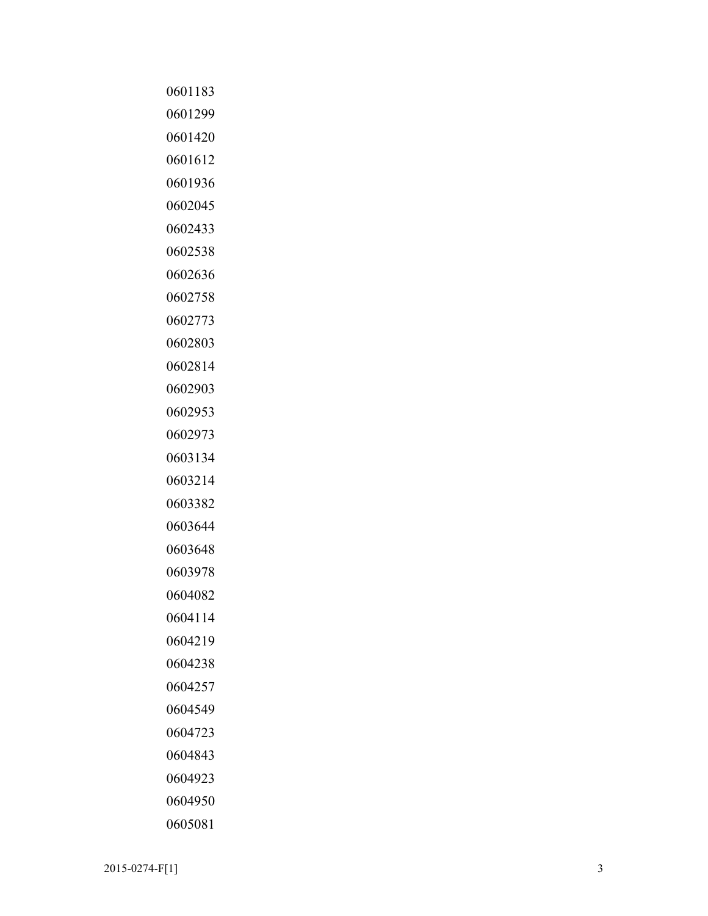0601183

0601299

0601420

0601612

0601936

0602045

0602433

0602538

0602636

0602758

0602773

0602803

0602814

0602903

0602953

0602973

0603134

0603214

0603382

0603644

0603648

0603978

0604082

0604114

0604219

0604238

0604257

0604549

0604723

0604843

0604923

0604950

0605081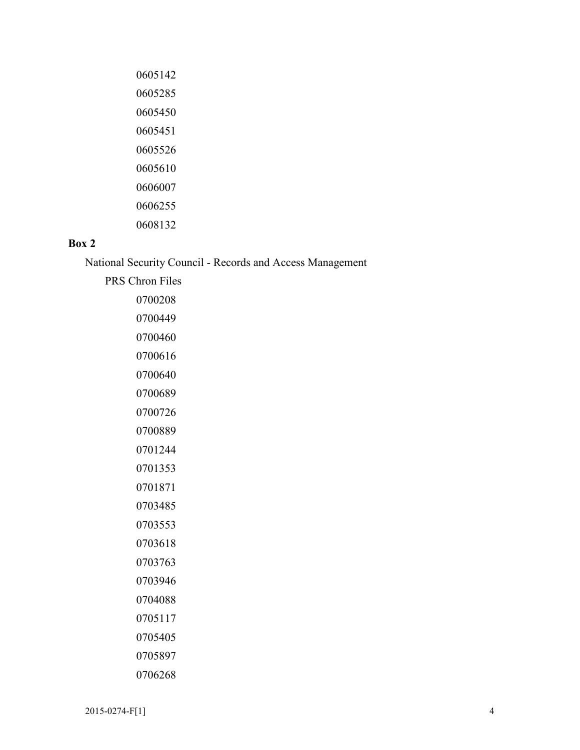0605142

0605285

0605450

0605451

0605526

0605610

0606007

0606255

0608132

**Box 2**

National Security Council - Records and Access Management

PRS Chron Files

0700208

0700449

0700460

0700616

0700640

0700689

0700726

0700889

0701244

0701353

0701871

0703485

0703553

0703618

0703763

0703946

0704088

0705117

0705405

0705897

0706268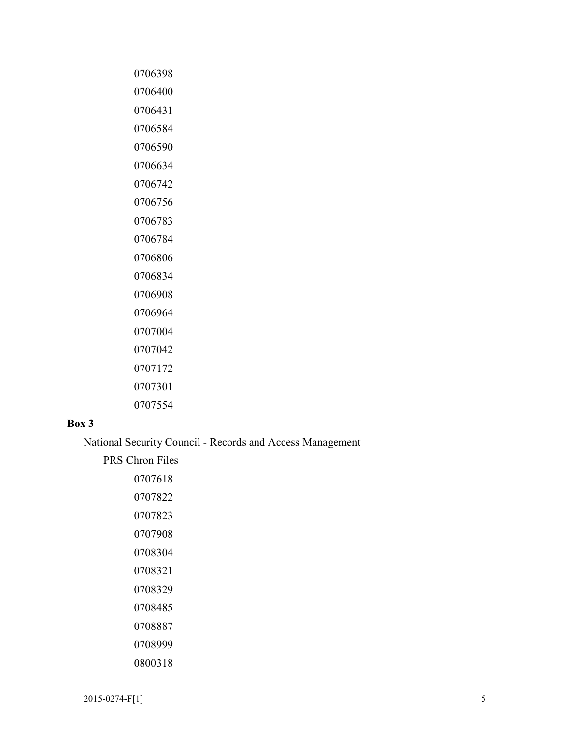0706398

0706400

0706431

0706584

0706590

0706634

0706742

0706756

0706783

0706784

0706806

0706834

0706908

0706964

0707004

0707042

0707172

0707301

0707554

**Box 3**

National Security Council - Records and Access Management

PRS Chron Files

0707618

0707822

0707823

0707908

0708304

0708321

0708329

0708485

0708887

0708999

0800318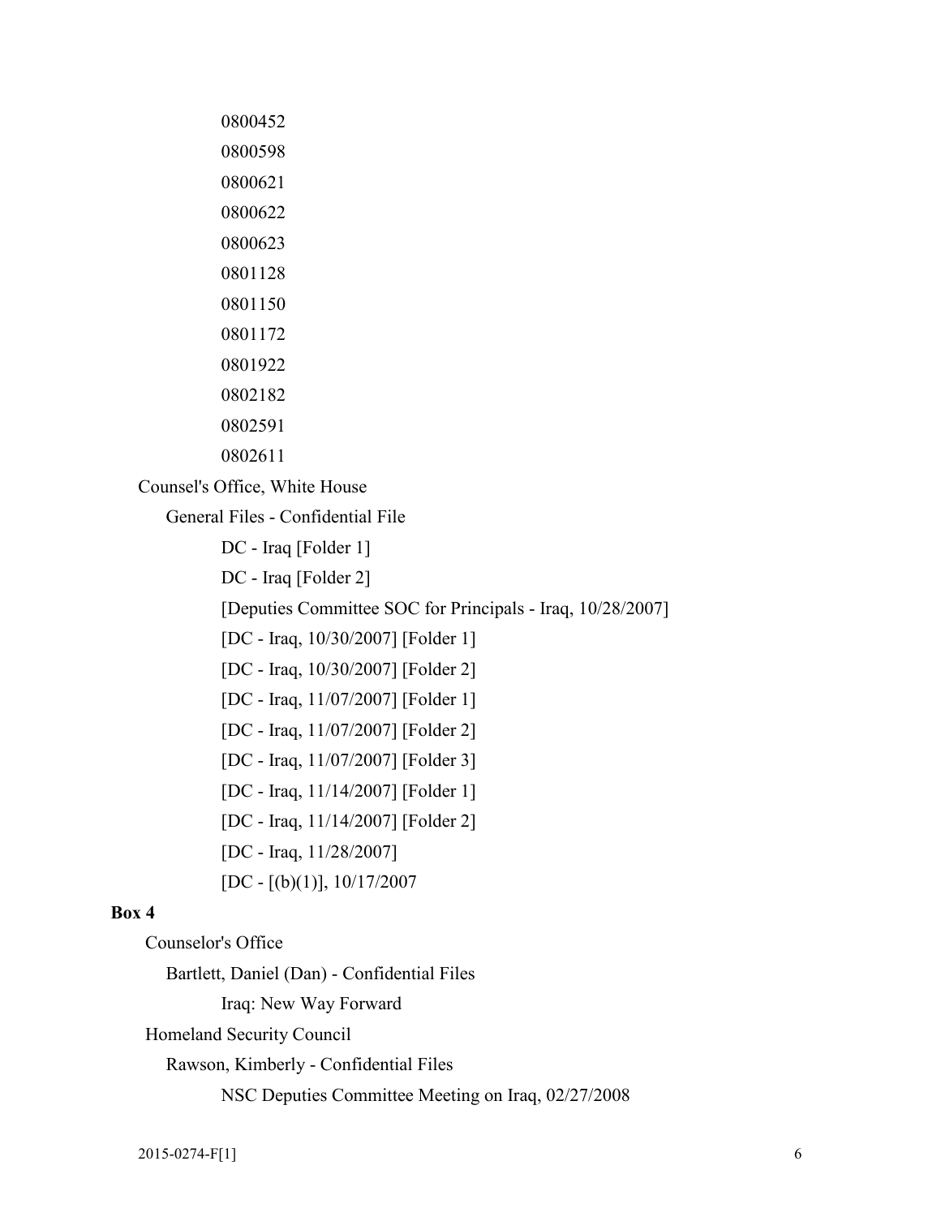0800452

0800598

0800621

0800622

0800623

0801128

0801150

0801172

0801922

0802182

0802591

0802611

Counsel's Office, White House

General Files - Confidential File

DC - Iraq [Folder 1]

DC - Iraq [Folder 2]

[Deputies Committee SOC for Principals - Iraq, 10/28/2007]

[DC - Iraq, 10/30/2007] [Folder 1]

[DC - Iraq, 10/30/2007] [Folder 2]

[DC - Iraq, 11/07/2007] [Folder 1]

[DC - Iraq, 11/07/2007] [Folder 2]

[DC - Iraq, 11/07/2007] [Folder 3]

[DC - Iraq, 11/14/2007] [Folder 1]

[DC - Iraq, 11/14/2007] [Folder 2]

[DC - Iraq, 11/28/2007]

[DC - [(b)(1)], 10/17/2007

**Box 4**

Counselor's Office

Bartlett, Daniel (Dan) - Confidential Files

Iraq: New Way Forward

Homeland Security Council

Rawson, Kimberly - Confidential Files

NSC Deputies Committee Meeting on Iraq, 02/27/2008

2015-0274-F[1]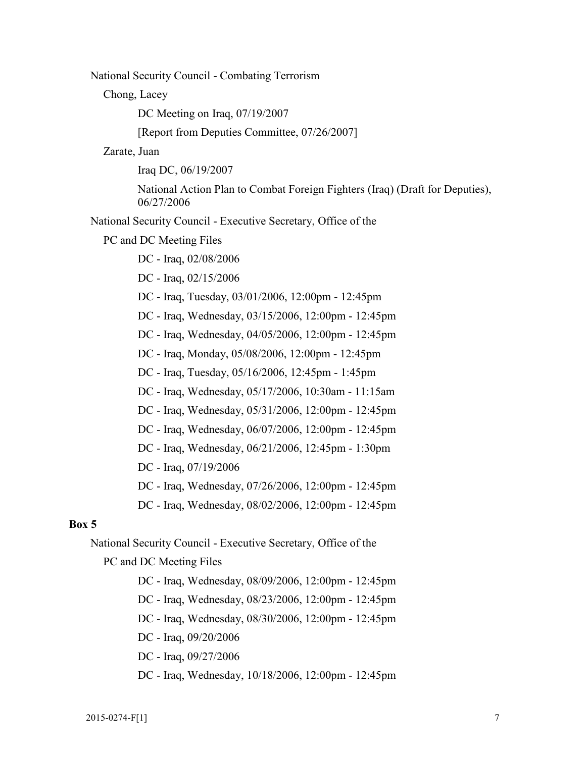National Security Council - Combating Terrorism

Chong, Lacey

DC Meeting on Iraq, 07/19/2007

[Report from Deputies Committee, 07/26/2007]

Zarate, Juan

Iraq DC, 06/19/2007

National Action Plan to Combat Foreign Fighters (Iraq) (Draft for Deputies), 06/27/2006

National Security Council - Executive Secretary, Office of the

PC and DC Meeting Files

DC - Iraq, 02/08/2006

DC - Iraq, 02/15/2006

DC - Iraq, Tuesday, 03/01/2006, 12:00pm - 12:45pm

DC - Iraq, Wednesday, 03/15/2006, 12:00pm - 12:45pm

DC - Iraq, Wednesday, 04/05/2006, 12:00pm - 12:45pm

DC - Iraq, Monday, 05/08/2006, 12:00pm - 12:45pm

DC - Iraq, Tuesday, 05/16/2006, 12:45pm - 1:45pm

DC - Iraq, Wednesday, 05/17/2006, 10:30am - 11:15am

DC - Iraq, Wednesday, 05/31/2006, 12:00pm - 12:45pm

DC - Iraq, Wednesday, 06/07/2006, 12:00pm - 12:45pm

DC - Iraq, Wednesday, 06/21/2006, 12:45pm - 1:30pm

DC - Iraq, 07/19/2006

DC - Iraq, Wednesday, 07/26/2006, 12:00pm - 12:45pm

DC - Iraq, Wednesday, 08/02/2006, 12:00pm - 12:45pm

**Box 5**

National Security Council - Executive Secretary, Office of the

PC and DC Meeting Files

DC - Iraq, Wednesday, 08/09/2006, 12:00pm - 12:45pm

DC - Iraq, Wednesday, 08/23/2006, 12:00pm - 12:45pm

DC - Iraq, Wednesday, 08/30/2006, 12:00pm - 12:45pm

DC - Iraq, 09/20/2006

DC - Iraq, 09/27/2006

DC - Iraq, Wednesday, 10/18/2006, 12:00pm - 12:45pm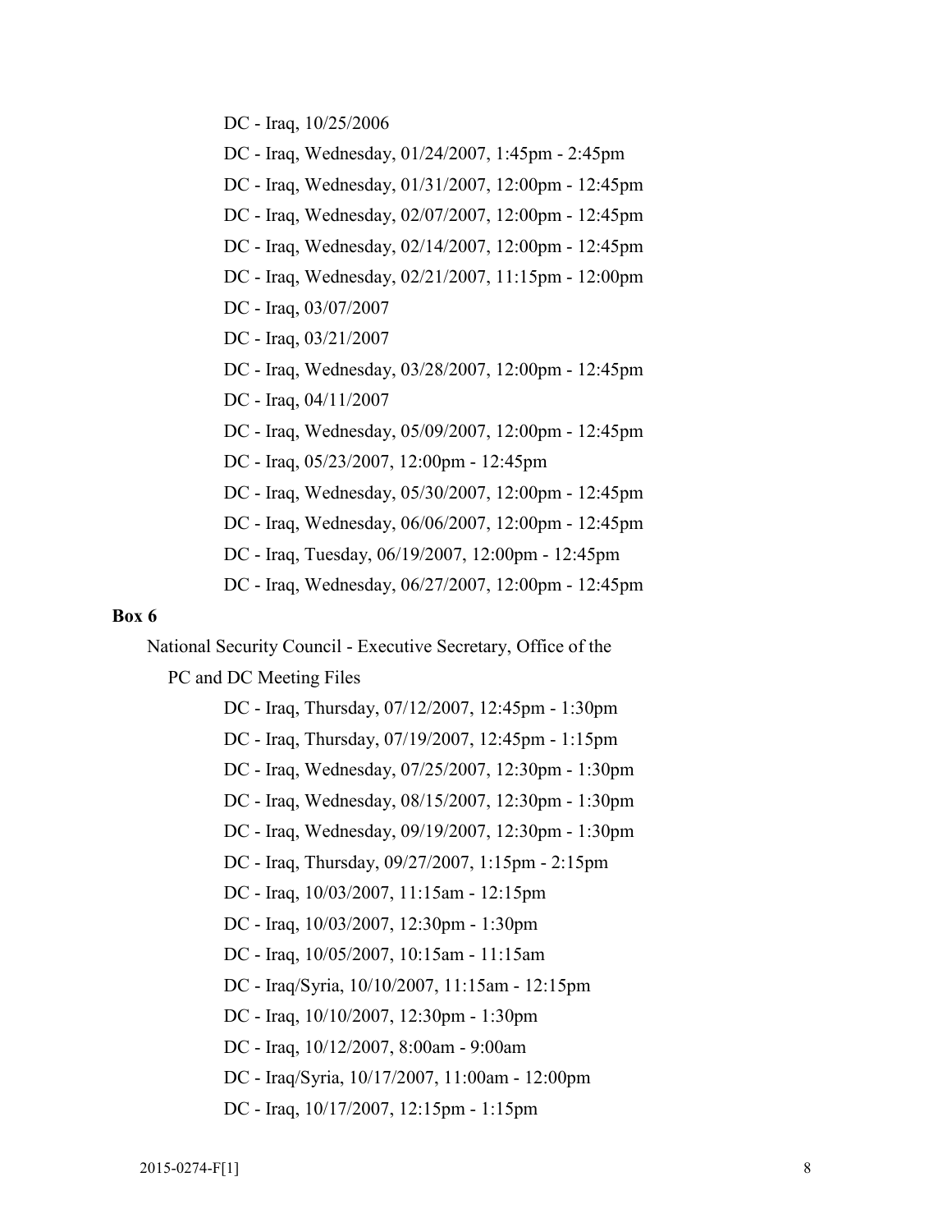DC - Iraq, 10/25/2006

DC - Iraq, Wednesday, 01/24/2007, 1:45pm - 2:45pm

DC - Iraq, Wednesday, 01/31/2007, 12:00pm - 12:45pm

DC - Iraq, Wednesday, 02/07/2007, 12:00pm - 12:45pm

DC - Iraq, Wednesday, 02/14/2007, 12:00pm - 12:45pm

DC - Iraq, Wednesday, 02/21/2007, 11:15pm - 12:00pm

DC - Iraq, 03/07/2007

DC - Iraq, 03/21/2007

DC - Iraq, Wednesday, 03/28/2007, 12:00pm - 12:45pm

DC - Iraq, 04/11/2007

DC - Iraq, Wednesday, 05/09/2007, 12:00pm - 12:45pm

DC - Iraq, 05/23/2007, 12:00pm - 12:45pm

DC - Iraq, Wednesday, 05/30/2007, 12:00pm - 12:45pm

DC - Iraq, Wednesday, 06/06/2007, 12:00pm - 12:45pm

DC - Iraq, Tuesday, 06/19/2007, 12:00pm - 12:45pm

DC - Iraq, Wednesday, 06/27/2007, 12:00pm - 12:45pm

**Box 6**

National Security Council - Executive Secretary, Office of the

PC and DC Meeting Files

DC - Iraq, Thursday, 07/12/2007, 12:45pm - 1:30pm

DC - Iraq, Thursday, 07/19/2007, 12:45pm - 1:15pm

DC - Iraq, Wednesday, 07/25/2007, 12:30pm - 1:30pm

DC - Iraq, Wednesday, 08/15/2007, 12:30pm - 1:30pm

DC - Iraq, Wednesday, 09/19/2007, 12:30pm - 1:30pm

DC - Iraq, Thursday, 09/27/2007, 1:15pm - 2:15pm

DC - Iraq, 10/03/2007, 11:15am - 12:15pm

DC - Iraq, 10/03/2007, 12:30pm - 1:30pm

DC - Iraq, 10/05/2007, 10:15am - 11:15am

DC - Iraq/Syria, 10/10/2007, 11:15am - 12:15pm

DC - Iraq, 10/10/2007, 12:30pm - 1:30pm

DC - Iraq, 10/12/2007, 8:00am - 9:00am

DC - Iraq/Syria, 10/17/2007, 11:00am - 12:00pm

DC - Iraq, 10/17/2007, 12:15pm - 1:15pm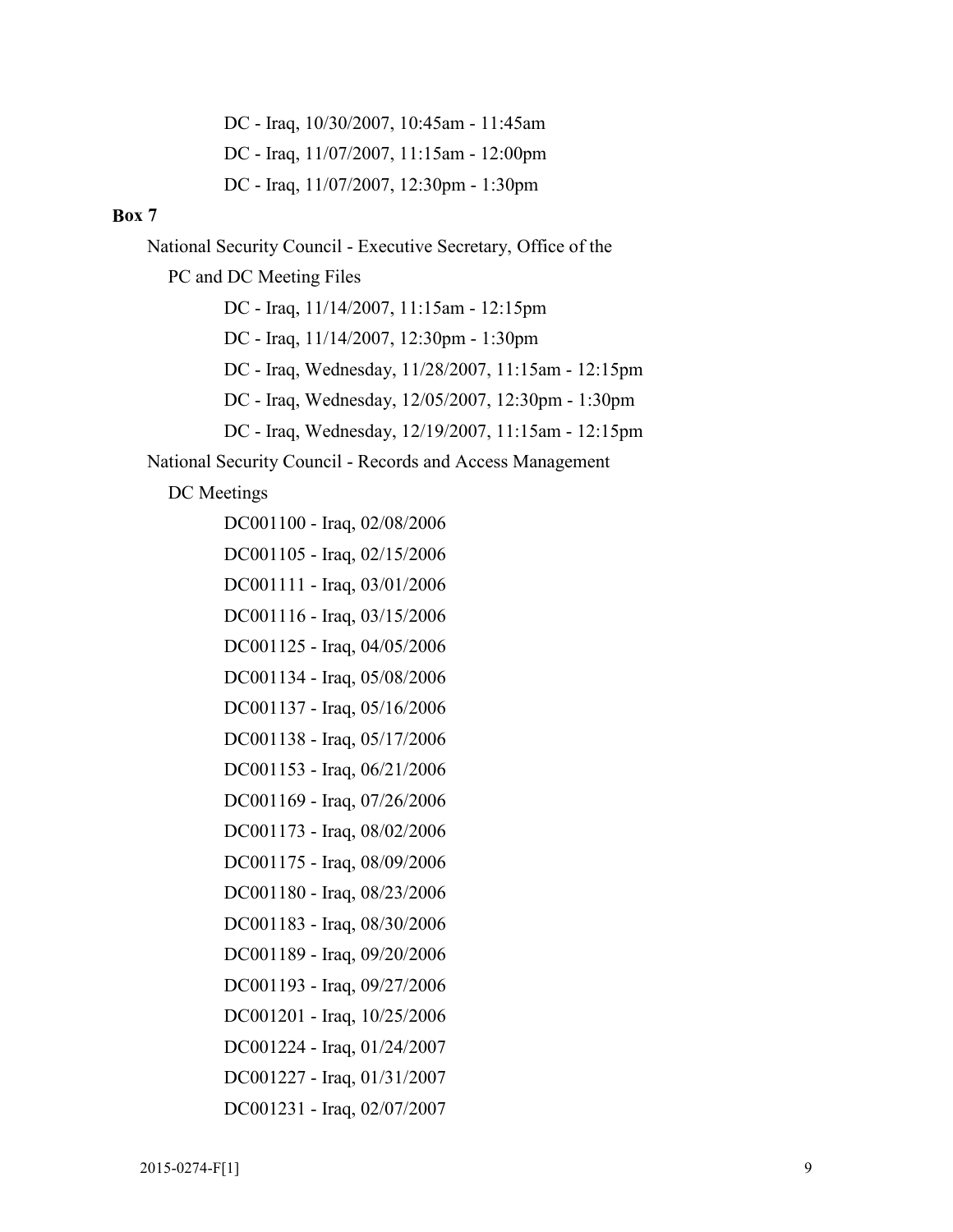DC - Iraq, 10/30/2007, 10:45am - 11:45am

DC - Iraq, 11/07/2007, 11:15am - 12:00pm

DC - Iraq, 11/07/2007, 12:30pm - 1:30pm

**Box 7**

National Security Council - Executive Secretary, Office of the

PC and DC Meeting Files

DC - Iraq, 11/14/2007, 11:15am - 12:15pm

DC - Iraq, 11/14/2007, 12:30pm - 1:30pm

DC - Iraq, Wednesday, 11/28/2007, 11:15am - 12:15pm

DC - Iraq, Wednesday, 12/05/2007, 12:30pm - 1:30pm

DC - Iraq, Wednesday, 12/19/2007, 11:15am - 12:15pm

National Security Council - Records and Access Management

DC Meetings

DC001100 - Iraq, 02/08/2006

DC001105 - Iraq, 02/15/2006

DC001111 - Iraq, 03/01/2006

DC001116 - Iraq, 03/15/2006

DC001125 - Iraq, 04/05/2006

DC001134 - Iraq, 05/08/2006

DC001137 - Iraq, 05/16/2006

DC001138 - Iraq, 05/17/2006

DC001153 - Iraq, 06/21/2006

DC001169 - Iraq, 07/26/2006

DC001173 - Iraq, 08/02/2006

DC001175 - Iraq, 08/09/2006

DC001180 - Iraq, 08/23/2006

DC001183 - Iraq, 08/30/2006

DC001189 - Iraq, 09/20/2006

DC001193 - Iraq, 09/27/2006

DC001201 - Iraq, 10/25/2006

DC001224 - Iraq, 01/24/2007

DC001227 - Iraq, 01/31/2007

DC001231 - Iraq, 02/07/2007

2015-0274-F[1]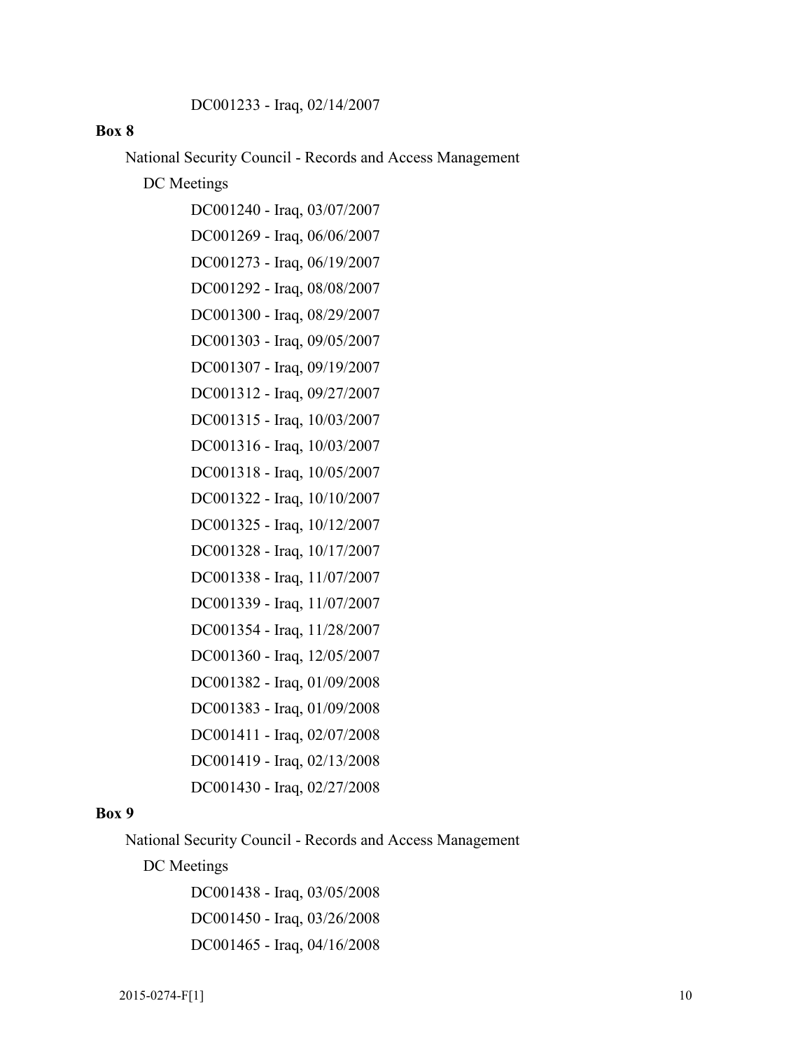DC001233 - Iraq, 02/14/2007

**Box 8**

National Security Council - Records and Access Management

DC Meetings

DC001240 - Iraq, 03/07/2007

DC001269 - Iraq, 06/06/2007

DC001273 - Iraq, 06/19/2007

DC001292 - Iraq, 08/08/2007

DC001300 - Iraq, 08/29/2007

DC001303 - Iraq, 09/05/2007

DC001307 - Iraq, 09/19/2007

DC001312 - Iraq, 09/27/2007

DC001315 - Iraq, 10/03/2007

DC001316 - Iraq, 10/03/2007

DC001318 - Iraq, 10/05/2007

DC001322 - Iraq, 10/10/2007

DC001325 - Iraq, 10/12/2007

DC001328 - Iraq, 10/17/2007

DC001338 - Iraq, 11/07/2007

DC001339 - Iraq, 11/07/2007

DC001354 - Iraq, 11/28/2007

DC001360 - Iraq, 12/05/2007

DC001382 - Iraq, 01/09/2008

DC001383 - Iraq, 01/09/2008

DC001411 - Iraq, 02/07/2008

DC001419 - Iraq, 02/13/2008

DC001430 - Iraq, 02/27/2008

**Box 9**

National Security Council - Records and Access Management

DC Meetings

DC001438 - Iraq, 03/05/2008

DC001450 - Iraq, 03/26/2008

DC001465 - Iraq, 04/16/2008